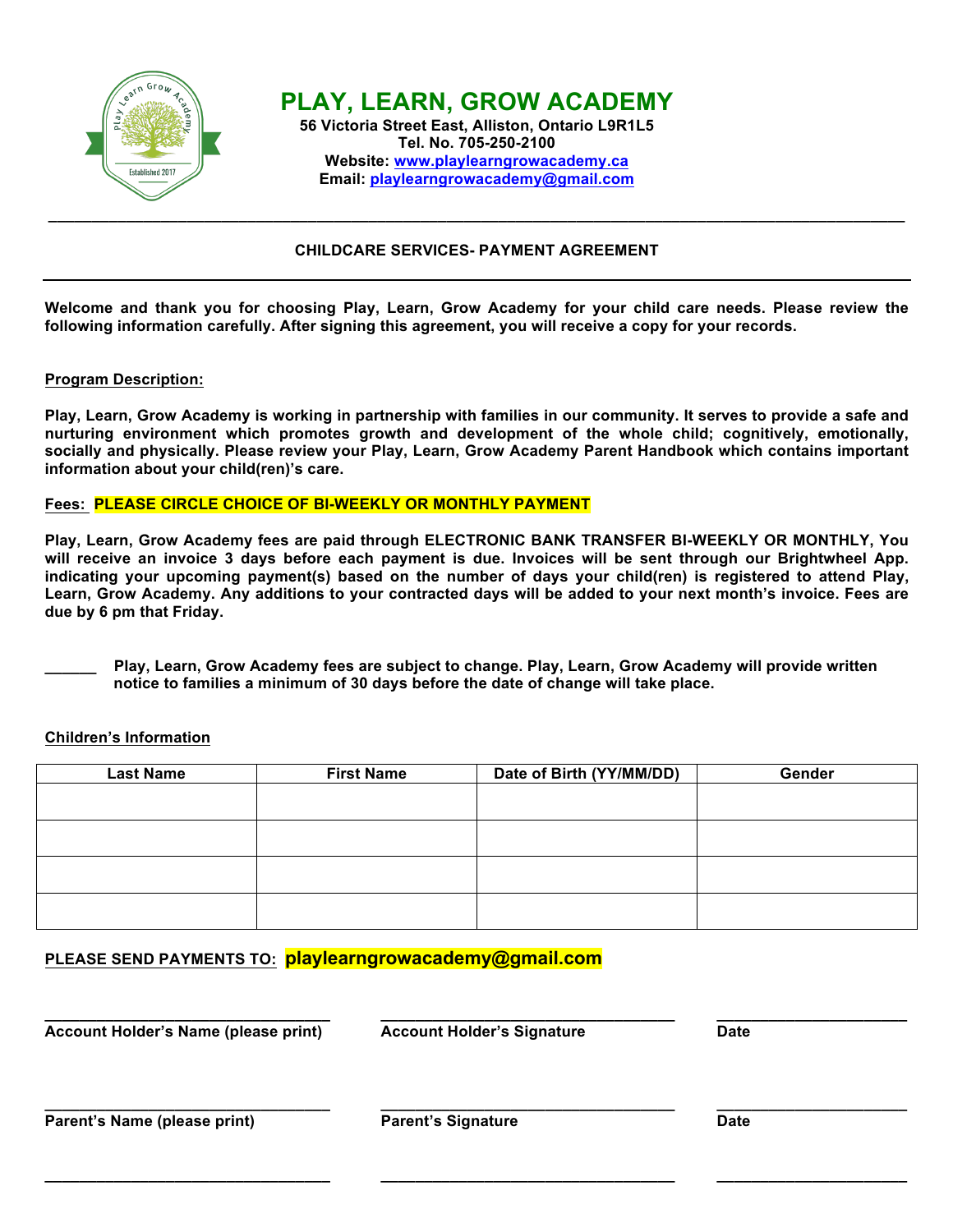# PLAY, LEARN, GROW ACADEMY

**56 Victoria Street East, Alliston, Ontario L9R1L5**
**Tel. No. 705-250-2100**
**Website: www.playlearngrowacademy.ca**
**Email: playlearngrowacademy@gmail.com**

---

**CHILDCARE SERVICES- PAYMENT AGREEMENT**

---

**Welcome and thank you for choosing Play, Learn, Grow Academy for your child care needs. Please review the following information carefully. After signing this agreement, you will receive a copy for your records.**

**Program Description:**

**Play, Learn, Grow Academy is working in partnership with families in our community. It serves to provide a safe and nurturing environment which promotes growth and development of the whole child; cognitively, emotionally, socially and physically. Please review your Play, Learn, Grow Academy Parent Handbook which contains important information about your child(ren)'s care.**

**Fees: PLEASE CIRCLE CHOICE OF BI-WEEKLY OR MONTHLY PAYMENT**

**Play, Learn, Grow Academy fees are paid through ELECTRONIC BANK TRANSFER BI-WEEKLY OR MONTHLY, You will receive an invoice 3 days before each payment is due. Invoices will be sent through our Brightwheel App. indicating your upcoming payment(s) based on the number of days your child(ren) is registered to attend Play, Learn, Grow Academy. Any additions to your contracted days will be added to your next month's invoice. Fees are due by 6 pm that Friday.**

**______ Play, Learn, Grow Academy fees are subject to change. Play, Learn, Grow Academy will provide written notice to families a minimum of 30 days before the date of change will take place.**

**Children's Information**

| Last Name | First Name | Date of Birth (YY/MM/DD) | Gender |
|---|---|---|---|
| | | | |
| | | | |
| | | | |
| | | | |

**PLEASE SEND PAYMENTS TO: playlearngrowacademy@gmail.com**

| ______________________________ | ______________________________ | ____________________ |
|---|---|---|
| **Account Holder's Name (please print)** | **Account Holder's Signature** | **Date** |

| ______________________________ | ______________________________ | ____________________ |
|---|---|---|
| **Parent's Name (please print)** | **Parent's Signature** | **Date** |

______________________________ ______________________________ ____________________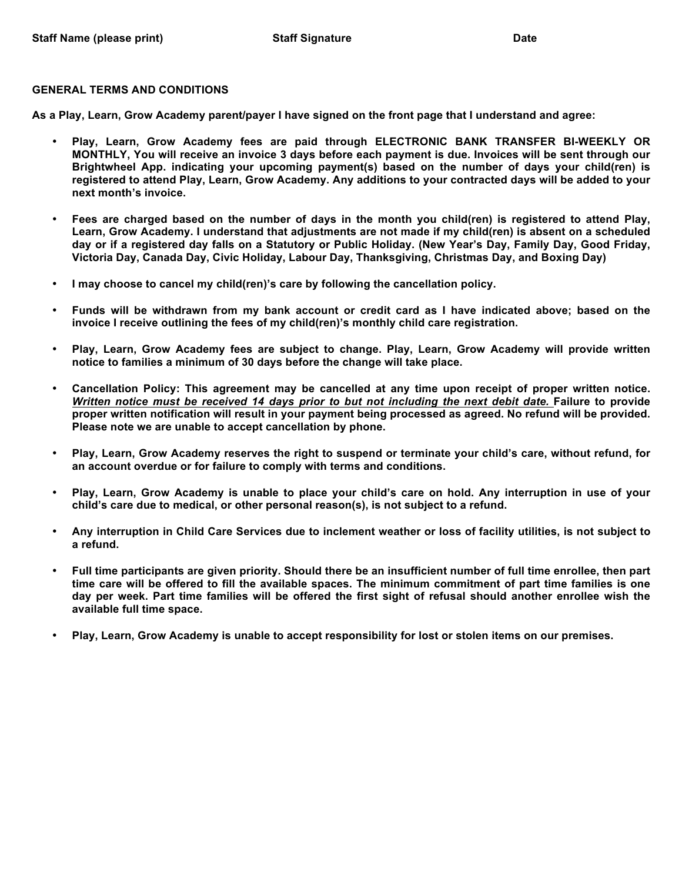**Staff Name (please print)** **Staff Signature** **Date**

**GENERAL TERMS AND CONDITIONS**

**As a Play, Learn, Grow Academy parent/payer I have signed on the front page that I understand and agree:**

- **Play, Learn, Grow Academy fees are paid through ELECTRONIC BANK TRANSFER BI-WEEKLY OR MONTHLY, You will receive an invoice 3 days before each payment is due. Invoices will be sent through our Brightwheel App. indicating your upcoming payment(s) based on the number of days your child(ren) is registered to attend Play, Learn, Grow Academy. Any additions to your contracted days will be added to your next month's invoice.**

- **Fees are charged based on the number of days in the month you child(ren) is registered to attend Play, Learn, Grow Academy. I understand that adjustments are not made if my child(ren) is absent on a scheduled day or if a registered day falls on a Statutory or Public Holiday. (New Year's Day, Family Day, Good Friday, Victoria Day, Canada Day, Civic Holiday, Labour Day, Thanksgiving, Christmas Day, and Boxing Day)**

- **I may choose to cancel my child(ren)'s care by following the cancellation policy.**

- **Funds will be withdrawn from my bank account or credit card as I have indicated above; based on the invoice I receive outlining the fees of my child(ren)'s monthly child care registration.**

- **Play, Learn, Grow Academy fees are subject to change. Play, Learn, Grow Academy will provide written notice to families a minimum of 30 days before the change will take place.**

- **Cancellation Policy: This agreement may be cancelled at any time upon receipt of proper written notice. *<u>Written notice must be received 14 days prior to but not including the next debit date.</u>* Failure to provide proper written notification will result in your payment being processed as agreed. No refund will be provided. Please note we are unable to accept cancellation by phone.**

- **Play, Learn, Grow Academy reserves the right to suspend or terminate your child's care, without refund, for an account overdue or for failure to comply with terms and conditions.**

- **Play, Learn, Grow Academy is unable to place your child's care on hold. Any interruption in use of your child's care due to medical, or other personal reason(s), is not subject to a refund.**

- **Any interruption in Child Care Services due to inclement weather or loss of facility utilities, is not subject to a refund.**

- **Full time participants are given priority. Should there be an insufficient number of full time enrollee, then part time care will be offered to fill the available spaces. The minimum commitment of part time families is one day per week. Part time families will be offered the first sight of refusal should another enrollee wish the available full time space.**

- **Play, Learn, Grow Academy is unable to accept responsibility for lost or stolen items on our premises.**